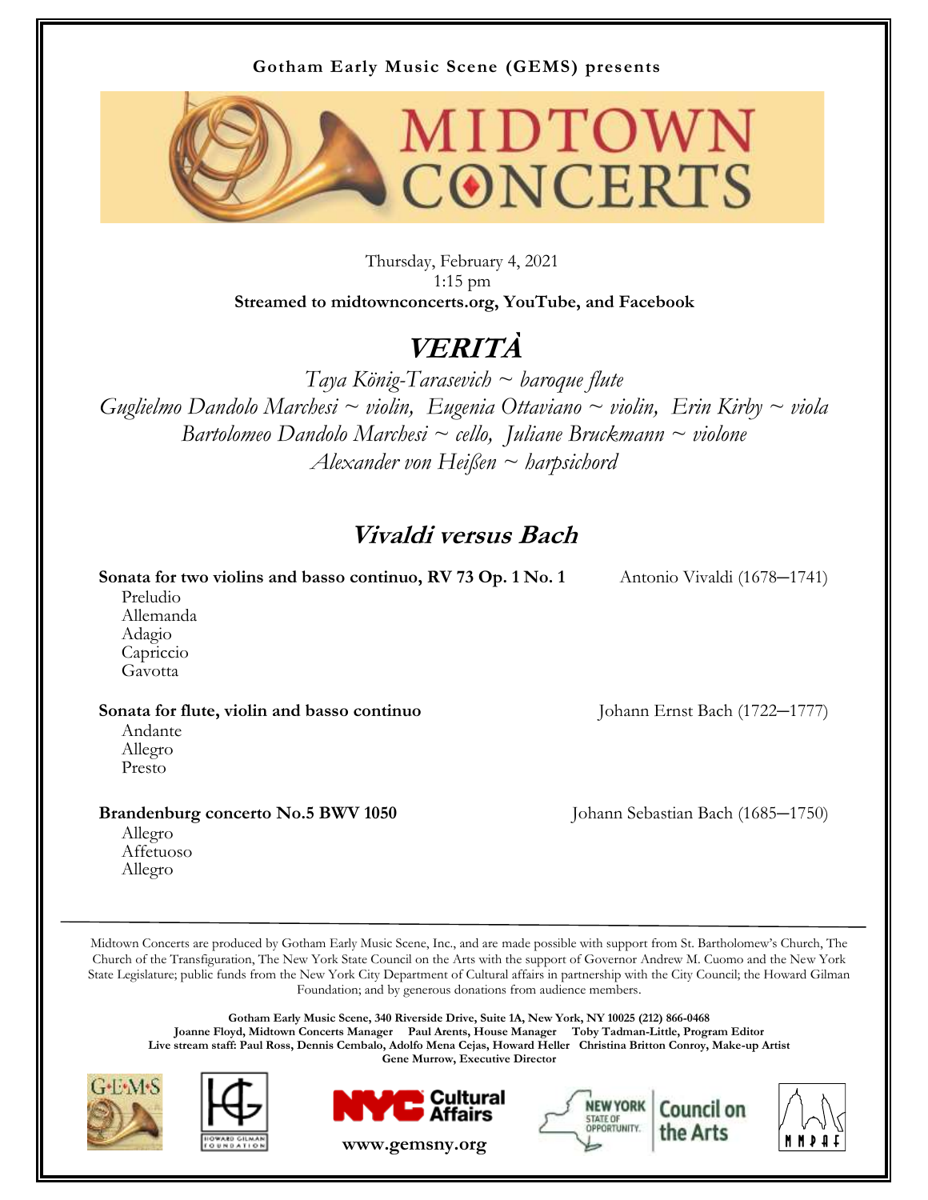**Gotham Early Music Scene (GEMS) presents**

# MIDTOWN CONCERTS

Thursday, February 4, 2021
1:15 pm
**Streamed to midtownconcerts.org, YouTube, and Facebook**

# *VERITÀ*

*Taya König-Tarasevich ~ baroque flute*
*Guglielmo Dandolo Marchesi ~ violin, Eugenia Ottaviano ~ violin, Erin Kirby ~ viola*
*Bartolomeo Dandolo Marchesi ~ cello, Juliane Bruckmann ~ violone*
*Alexander von Heißen ~ harpsichord*

## Vivaldi versus Bach

**Sonata for two violins and basso continuo, RV 73 Op. 1 No. 1** — Antonio Vivaldi (1678–1741)

- Preludio
- Allemanda
- Adagio
- Capriccio
- Gavotta

**Sonata for flute, violin and basso continuo** — Johann Ernst Bach (1722–1777)

- Andante
- Allegro
- Presto

**Brandenburg concerto No.5 BWV 1050** — Johann Sebastian Bach (1685–1750)

- Allegro
- Affetuoso
- Allegro

---

Midtown Concerts are produced by Gotham Early Music Scene, Inc., and are made possible with support from St. Bartholomew's Church, The Church of the Transfiguration, The New York State Council on the Arts with the support of Governor Andrew M. Cuomo and the New York State Legislature; public funds from the New York City Department of Cultural affairs in partnership with the City Council; the Howard Gilman Foundation; and by generous donations from audience members.

**Gotham Early Music Scene, 340 Riverside Drive, Suite 1A, New York, NY 10025 (212) 866-0468**
**Joanne Floyd, Midtown Concerts Manager Paul Arents, House Manager Toby Tadman-Little, Program Editor**
**Live stream staff: Paul Ross, Dennis Cembalo, Adolfo Mena Cejas, Howard Heller Christina Britton Conroy, Make-up Artist**
**Gene Murrow, Executive Director**

**www.gemsny.org**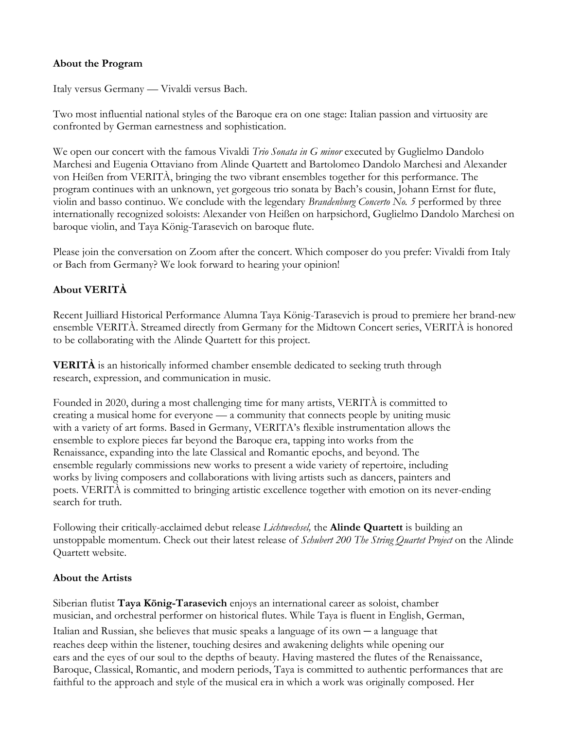**About the Program**

Italy versus Germany — Vivaldi versus Bach.

Two most influential national styles of the Baroque era on one stage: Italian passion and virtuosity are confronted by German earnestness and sophistication.

We open our concert with the famous Vivaldi *Trio Sonata in G minor* executed by Guglielmo Dandolo Marchesi and Eugenia Ottaviano from Alinde Quartett and Bartolomeo Dandolo Marchesi and Alexander von Heißen from VERITÀ, bringing the two vibrant ensembles together for this performance. The program continues with an unknown, yet gorgeous trio sonata by Bach's cousin, Johann Ernst for flute, violin and basso continuo. We conclude with the legendary *Brandenburg Concerto No. 5* performed by three internationally recognized soloists: Alexander von Heißen on harpsichord, Guglielmo Dandolo Marchesi on baroque violin, and Taya König-Tarasevich on baroque flute.

Please join the conversation on Zoom after the concert. Which composer do you prefer: Vivaldi from Italy or Bach from Germany? We look forward to hearing your opinion!

**About VERITÀ**

Recent Juilliard Historical Performance Alumna Taya König-Tarasevich is proud to premiere her brand-new ensemble VERITÀ. Streamed directly from Germany for the Midtown Concert series, VERITÀ is honored to be collaborating with the Alinde Quartett for this project.

**VERITÀ** is an historically informed chamber ensemble dedicated to seeking truth through research, expression, and communication in music.

Founded in 2020, during a most challenging time for many artists, VERITÀ is committed to creating a musical home for everyone — a community that connects people by uniting music with a variety of art forms. Based in Germany, VERITA's flexible instrumentation allows the ensemble to explore pieces far beyond the Baroque era, tapping into works from the Renaissance, expanding into the late Classical and Romantic epochs, and beyond. The ensemble regularly commissions new works to present a wide variety of repertoire, including works by living composers and collaborations with living artists such as dancers, painters and poets. VERITÀ is committed to bringing artistic excellence together with emotion on its never-ending search for truth.

Following their critically-acclaimed debut release *Lichtwechsel,* the **Alinde Quartett** is building an unstoppable momentum. Check out their latest release of *Schubert 200 The String Quartet Project* on the Alinde Quartett website.

**About the Artists**

Siberian flutist **Taya König-Tarasevich** enjoys an international career as soloist, chamber musician, and orchestral performer on historical flutes. While Taya is fluent in English, German, Italian and Russian, she believes that music speaks a language of its own ─ a language that reaches deep within the listener, touching desires and awakening delights while opening our ears and the eyes of our soul to the depths of beauty. Having mastered the flutes of the Renaissance, Baroque, Classical, Romantic, and modern periods, Taya is committed to authentic performances that are faithful to the approach and style of the musical era in which a work was originally composed. Her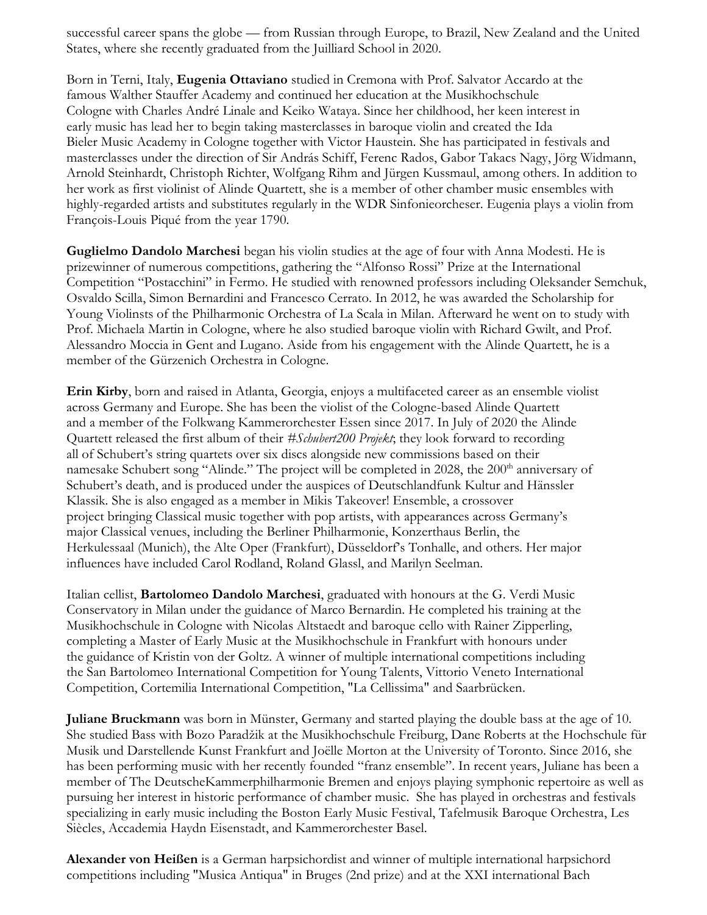successful career spans the globe — from Russian through Europe, to Brazil, New Zealand and the United States, where she recently graduated from the Juilliard School in 2020.

Born in Terni, Italy, **Eugenia Ottaviano** studied in Cremona with Prof. Salvator Accardo at the famous Walther Stauffer Academy and continued her education at the Musikhochschule Cologne with Charles André Linale and Keiko Wataya. Since her childhood, her keen interest in early music has lead her to begin taking masterclasses in baroque violin and created the Ida Bieler Music Academy in Cologne together with Victor Haustein. She has participated in festivals and masterclasses under the direction of Sir András Schiff, Ferenc Rados, Gabor Takacs Nagy, Jörg Widmann, Arnold Steinhardt, Christoph Richter, Wolfgang Rihm and Jürgen Kussmaul, among others. In addition to her work as first violinist of Alinde Quartett, she is a member of other chamber music ensembles with highly-regarded artists and substitutes regularly in the WDR Sinfonieorcheser. Eugenia plays a violin from François-Louis Piqué from the year 1790.

**Guglielmo Dandolo Marchesi** began his violin studies at the age of four with Anna Modesti. He is prizewinner of numerous competitions, gathering the "Alfonso Rossi" Prize at the International Competition "Postacchini" in Fermo. He studied with renowned professors including Oleksander Semchuk, Osvaldo Scilla, Simon Bernardini and Francesco Cerrato. In 2012, he was awarded the Scholarship for Young Violinsts of the Philharmonic Orchestra of La Scala in Milan. Afterward he went on to study with Prof. Michaela Martin in Cologne, where he also studied baroque violin with Richard Gwilt, and Prof. Alessandro Moccia in Gent and Lugano. Aside from his engagement with the Alinde Quartett, he is a member of the Gürzenich Orchestra in Cologne.

**Erin Kirby**, born and raised in Atlanta, Georgia, enjoys a multifaceted career as an ensemble violist across Germany and Europe. She has been the violist of the Cologne-based Alinde Quartett and a member of the Folkwang Kammerorchester Essen since 2017. In July of 2020 the Alinde Quartett released the first album of their *#Schubert200 Projekt*; they look forward to recording all of Schubert's string quartets over six discs alongside new commissions based on their namesake Schubert song "Alinde." The project will be completed in 2028, the 200th anniversary of Schubert's death, and is produced under the auspices of Deutschlandfunk Kultur and Hänssler Klassik. She is also engaged as a member in Mikis Takeover! Ensemble, a crossover project bringing Classical music together with pop artists, with appearances across Germany's major Classical venues, including the Berliner Philharmonie, Konzerthaus Berlin, the Herkulessaal (Munich), the Alte Oper (Frankfurt), Düsseldorf's Tonhalle, and others. Her major influences have included Carol Rodland, Roland Glassl, and Marilyn Seelman.

Italian cellist, **Bartolomeo Dandolo Marchesi**, graduated with honours at the G. Verdi Music Conservatory in Milan under the guidance of Marco Bernardin. He completed his training at the Musikhochschule in Cologne with Nicolas Altstaedt and baroque cello with Rainer Zipperling, completing a Master of Early Music at the Musikhochschule in Frankfurt with honours under the guidance of Kristin von der Goltz. A winner of multiple international competitions including the San Bartolomeo International Competition for Young Talents, Vittorio Veneto International Competition, Cortemilia International Competition, "La Cellissima" and Saarbrücken.

**Juliane Bruckmann** was born in Münster, Germany and started playing the double bass at the age of 10. She studied Bass with Bozo Paradžik at the Musikhochschule Freiburg, Dane Roberts at the Hochschule für Musik und Darstellende Kunst Frankfurt and Joëlle Morton at the University of Toronto. Since 2016, she has been performing music with her recently founded "franz ensemble". In recent years, Juliane has been a member of The DeutscheKammerphilharmonie Bremen and enjoys playing symphonic repertoire as well as pursuing her interest in historic performance of chamber music. She has played in orchestras and festivals specializing in early music including the Boston Early Music Festival, Tafelmusik Baroque Orchestra, Les Siècles, Accademia Haydn Eisenstadt, and Kammerorchester Basel.

**Alexander von Heißen** is a German harpsichordist and winner of multiple international harpsichord competitions including "Musica Antiqua" in Bruges (2nd prize) and at the XXI international Bach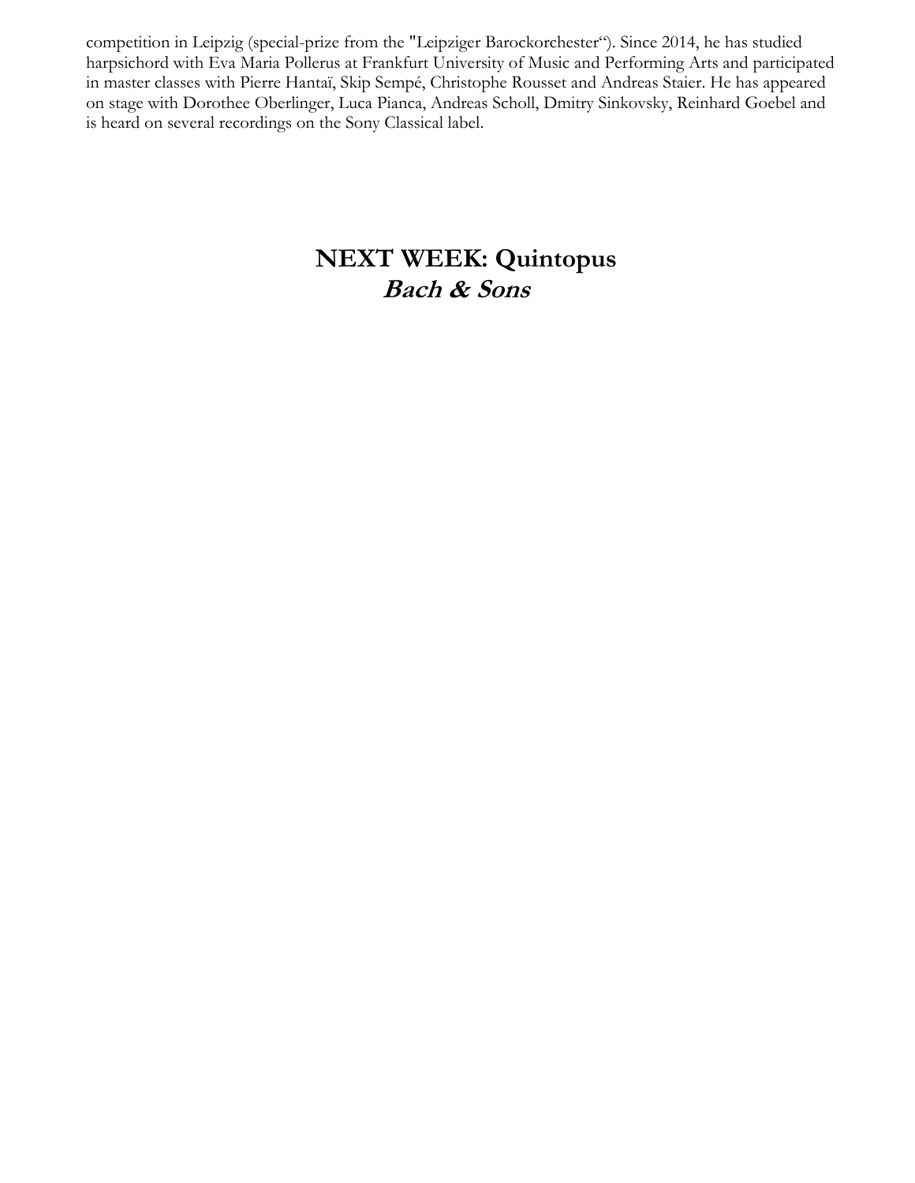competition in Leipzig (special-prize from the "Leipziger Barockorchester"). Since 2014, he has studied harpsichord with Eva Maria Pollerus at Frankfurt University of Music and Performing Arts and participated in master classes with Pierre Hantaï, Skip Sempé, Christophe Rousset and Andreas Staier. He has appeared on stage with Dorothee Oberlinger, Luca Pianca, Andreas Scholl, Dmitry Sinkovsky, Reinhard Goebel and is heard on several recordings on the Sony Classical label.

## NEXT WEEK: Quintopus
## ***Bach & Sons***